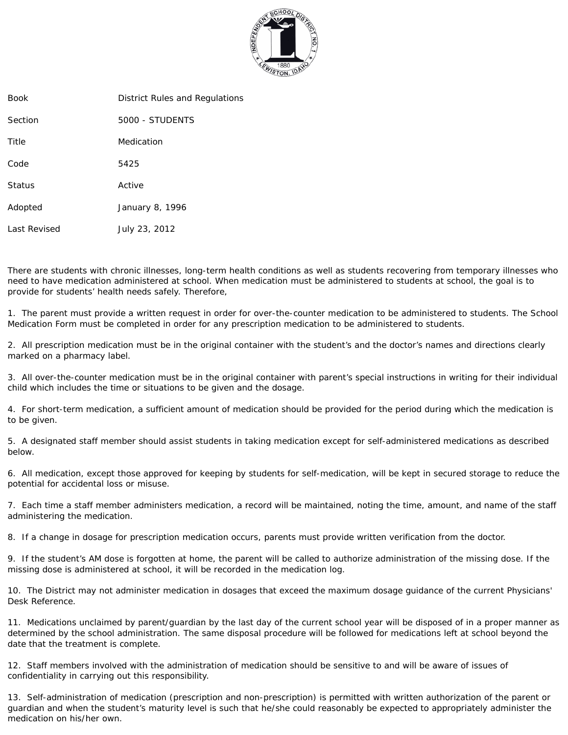| Book | District Rules and Regulations |
| --- | --- |
| Section | 5000 - STUDENTS |
| Title | Medication |
| Code | 5425 |
| Status | Active |
| Adopted | January 8, 1996 |
| Last Revised | July 23, 2012 |

There are students with chronic illnesses, long-term health conditions as well as students recovering from temporary illnesses who need to have medication administered at school. When medication must be administered to students at school, the goal is to provide for students' health needs safely. Therefore,

1. The parent must provide a written request in order for over-the-counter medication to be administered to students. The School Medication Form must be completed in order for any prescription medication to be administered to students.

2. All prescription medication must be in the original container with the student's and the doctor's names and directions clearly marked on a pharmacy label.

3. All over-the-counter medication must be in the original container with parent's special instructions in writing for their individual child which includes the time or situations to be given and the dosage.

4. For short-term medication, a sufficient amount of medication should be provided for the period during which the medication is to be given.

5. A designated staff member should assist students in taking medication except for self-administered medications as described below.

6. All medication, except those approved for keeping by students for self-medication, will be kept in secured storage to reduce the potential for accidental loss or misuse.

7. Each time a staff member administers medication, a record will be maintained, noting the time, amount, and name of the staff administering the medication.

8. If a change in dosage for prescription medication occurs, parents must provide written verification from the doctor.

9. If the student's AM dose is forgotten at home, the parent will be called to authorize administration of the missing dose. If the missing dose is administered at school, it will be recorded in the medication log.

10. The District may not administer medication in dosages that exceed the maximum dosage guidance of the current Physicians' Desk Reference.

11. Medications unclaimed by parent/guardian by the last day of the current school year will be disposed of in a proper manner as determined by the school administration. The same disposal procedure will be followed for medications left at school beyond the date that the treatment is complete.

12. Staff members involved with the administration of medication should be sensitive to and will be aware of issues of confidentiality in carrying out this responsibility.

13. Self-administration of medication (prescription and non-prescription) is permitted with written authorization of the parent or guardian and when the student's maturity level is such that he/she could reasonably be expected to appropriately administer the medication on his/her own.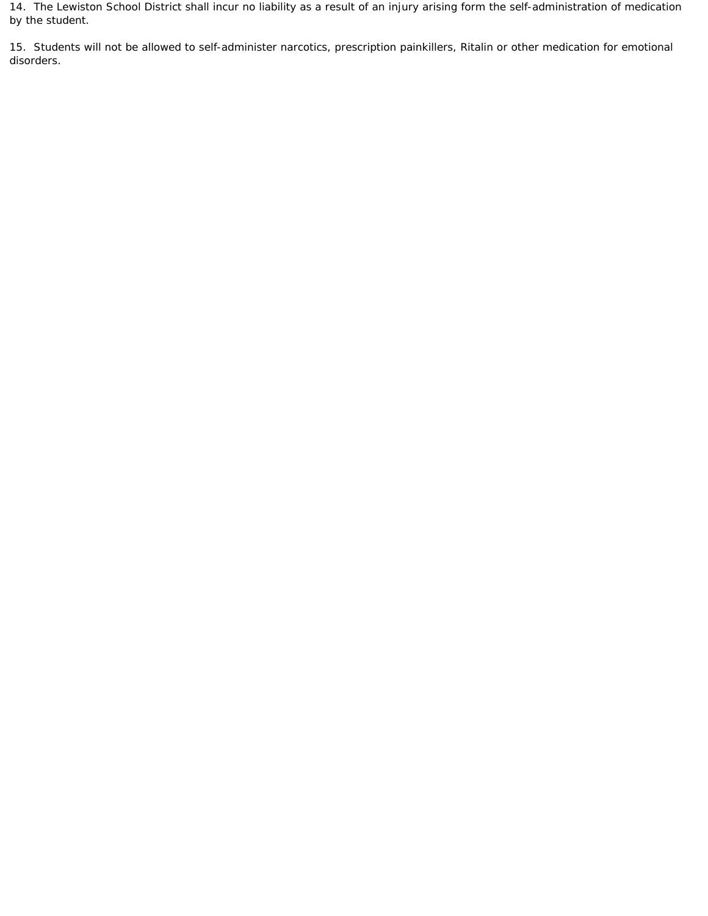14. The Lewiston School District shall incur no liability as a result of an injury arising form the self-administration of medication by the student.

15. Students will not be allowed to self-administer narcotics, prescription painkillers, Ritalin or other medication for emotional disorders.